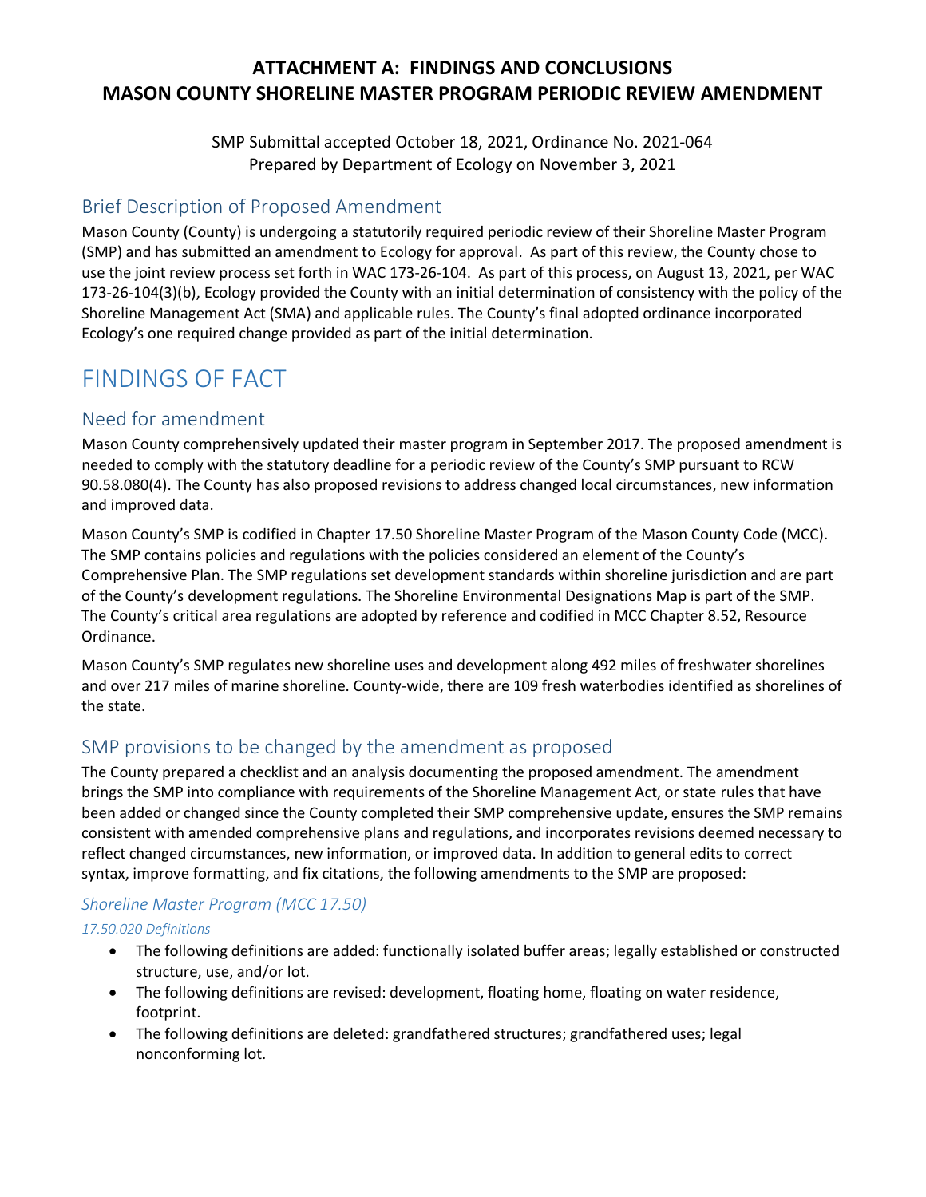# ATTACHMENT A: FINDINGS AND CONCLUSIONS
# MASON COUNTY SHORELINE MASTER PROGRAM PERIODIC REVIEW AMENDMENT

SMP Submittal accepted October 18, 2021, Ordinance No. 2021-064
Prepared by Department of Ecology on November 3, 2021

## Brief Description of Proposed Amendment

Mason County (County) is undergoing a statutorily required periodic review of their Shoreline Master Program (SMP) and has submitted an amendment to Ecology for approval. As part of this review, the County chose to use the joint review process set forth in WAC 173-26-104. As part of this process, on August 13, 2021, per WAC 173-26-104(3)(b), Ecology provided the County with an initial determination of consistency with the policy of the Shoreline Management Act (SMA) and applicable rules. The County's final adopted ordinance incorporated Ecology's one required change provided as part of the initial determination.

# FINDINGS OF FACT

## Need for amendment

Mason County comprehensively updated their master program in September 2017. The proposed amendment is needed to comply with the statutory deadline for a periodic review of the County's SMP pursuant to RCW 90.58.080(4). The County has also proposed revisions to address changed local circumstances, new information and improved data.

Mason County's SMP is codified in Chapter 17.50 Shoreline Master Program of the Mason County Code (MCC). The SMP contains policies and regulations with the policies considered an element of the County's Comprehensive Plan. The SMP regulations set development standards within shoreline jurisdiction and are part of the County's development regulations. The Shoreline Environmental Designations Map is part of the SMP. The County's critical area regulations are adopted by reference and codified in MCC Chapter 8.52, Resource Ordinance.

Mason County's SMP regulates new shoreline uses and development along 492 miles of freshwater shorelines and over 217 miles of marine shoreline. County-wide, there are 109 fresh waterbodies identified as shorelines of the state.

## SMP provisions to be changed by the amendment as proposed

The County prepared a checklist and an analysis documenting the proposed amendment. The amendment brings the SMP into compliance with requirements of the Shoreline Management Act, or state rules that have been added or changed since the County completed their SMP comprehensive update, ensures the SMP remains consistent with amended comprehensive plans and regulations, and incorporates revisions deemed necessary to reflect changed circumstances, new information, or improved data. In addition to general edits to correct syntax, improve formatting, and fix citations, the following amendments to the SMP are proposed:

### *Shoreline Master Program (MCC 17.50)*

#### *17.50.020 Definitions*

- The following definitions are added: functionally isolated buffer areas; legally established or constructed structure, use, and/or lot.
- The following definitions are revised: development, floating home, floating on water residence, footprint.
- The following definitions are deleted: grandfathered structures; grandfathered uses; legal nonconforming lot.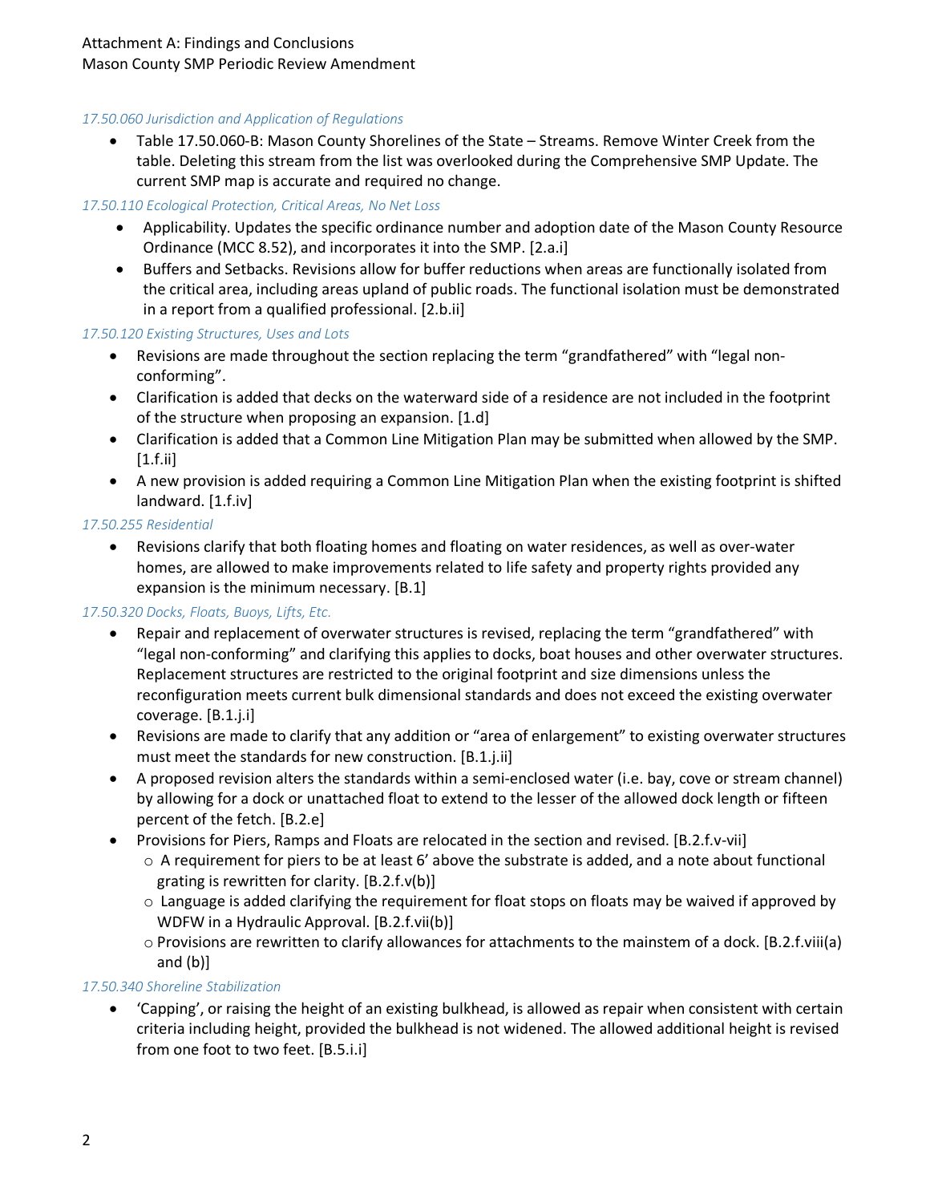*17.50.060 Jurisdiction and Application of Regulations*

- Table 17.50.060-B: Mason County Shorelines of the State – Streams. Remove Winter Creek from the table. Deleting this stream from the list was overlooked during the Comprehensive SMP Update. The current SMP map is accurate and required no change.

*17.50.110 Ecological Protection, Critical Areas, No Net Loss*

- Applicability. Updates the specific ordinance number and adoption date of the Mason County Resource Ordinance (MCC 8.52), and incorporates it into the SMP. [2.a.i]
- Buffers and Setbacks. Revisions allow for buffer reductions when areas are functionally isolated from the critical area, including areas upland of public roads. The functional isolation must be demonstrated in a report from a qualified professional. [2.b.ii]

*17.50.120 Existing Structures, Uses and Lots*

- Revisions are made throughout the section replacing the term "grandfathered" with "legal non-conforming".
- Clarification is added that decks on the waterward side of a residence are not included in the footprint of the structure when proposing an expansion. [1.d]
- Clarification is added that a Common Line Mitigation Plan may be submitted when allowed by the SMP. [1.f.ii]
- A new provision is added requiring a Common Line Mitigation Plan when the existing footprint is shifted landward. [1.f.iv]

*17.50.255 Residential*

- Revisions clarify that both floating homes and floating on water residences, as well as over-water homes, are allowed to make improvements related to life safety and property rights provided any expansion is the minimum necessary. [B.1]

*17.50.320 Docks, Floats, Buoys, Lifts, Etc.*

- Repair and replacement of overwater structures is revised, replacing the term "grandfathered" with "legal non-conforming" and clarifying this applies to docks, boat houses and other overwater structures. Replacement structures are restricted to the original footprint and size dimensions unless the reconfiguration meets current bulk dimensional standards and does not exceed the existing overwater coverage. [B.1.j.i]
- Revisions are made to clarify that any addition or "area of enlargement" to existing overwater structures must meet the standards for new construction. [B.1.j.ii]
- A proposed revision alters the standards within a semi-enclosed water (i.e. bay, cove or stream channel) by allowing for a dock or unattached float to extend to the lesser of the allowed dock length or fifteen percent of the fetch. [B.2.e]
- Provisions for Piers, Ramps and Floats are relocated in the section and revised. [B.2.f.v-vii]
  - A requirement for piers to be at least 6' above the substrate is added, and a note about functional grating is rewritten for clarity. [B.2.f.v(b)]
  - Language is added clarifying the requirement for float stops on floats may be waived if approved by WDFW in a Hydraulic Approval. [B.2.f.vii(b)]
  - Provisions are rewritten to clarify allowances for attachments to the mainstem of a dock. [B.2.f.viii(a) and (b)]

*17.50.340 Shoreline Stabilization*

- 'Capping', or raising the height of an existing bulkhead, is allowed as repair when consistent with certain criteria including height, provided the bulkhead is not widened. The allowed additional height is revised from one foot to two feet. [B.5.i.i]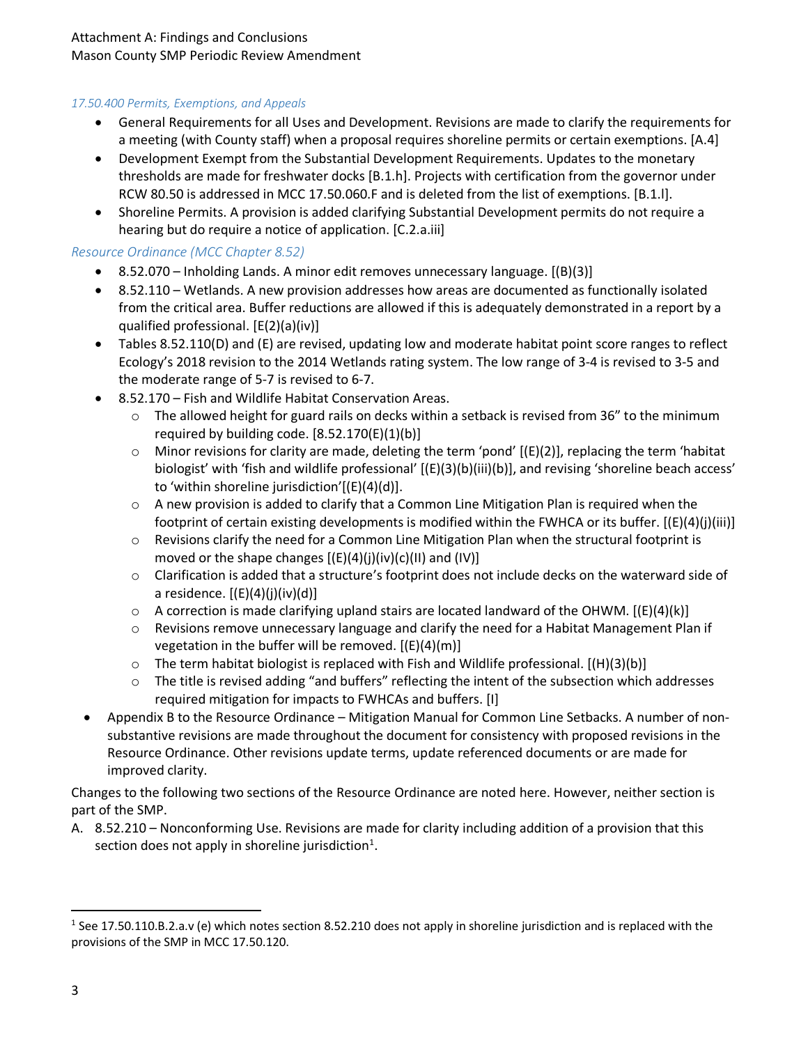*17.50.400 Permits, Exemptions, and Appeals*

- General Requirements for all Uses and Development. Revisions are made to clarify the requirements for a meeting (with County staff) when a proposal requires shoreline permits or certain exemptions. [A.4]
- Development Exempt from the Substantial Development Requirements. Updates to the monetary thresholds are made for freshwater docks [B.1.h]. Projects with certification from the governor under RCW 80.50 is addressed in MCC 17.50.060.F and is deleted from the list of exemptions. [B.1.l].
- Shoreline Permits. A provision is added clarifying Substantial Development permits do not require a hearing but do require a notice of application. [C.2.a.iii]

*Resource Ordinance (MCC Chapter 8.52)*

- 8.52.070 – Inholding Lands. A minor edit removes unnecessary language. [(B)(3)]
- 8.52.110 – Wetlands. A new provision addresses how areas are documented as functionally isolated from the critical area. Buffer reductions are allowed if this is adequately demonstrated in a report by a qualified professional. [E(2)(a)(iv)]
- Tables 8.52.110(D) and (E) are revised, updating low and moderate habitat point score ranges to reflect Ecology's 2018 revision to the 2014 Wetlands rating system. The low range of 3-4 is revised to 3-5 and the moderate range of 5-7 is revised to 6-7.
- 8.52.170 – Fish and Wildlife Habitat Conservation Areas.
  - The allowed height for guard rails on decks within a setback is revised from 36" to the minimum required by building code. [8.52.170(E)(1)(b)]
  - Minor revisions for clarity are made, deleting the term 'pond' [(E)(2)], replacing the term 'habitat biologist' with 'fish and wildlife professional' [(E)(3)(b)(iii)(b)], and revising 'shoreline beach access' to 'within shoreline jurisdiction'[(E)(4)(d)].
  - A new provision is added to clarify that a Common Line Mitigation Plan is required when the footprint of certain existing developments is modified within the FWHCA or its buffer. [(E)(4)(j)(iii)]
  - Revisions clarify the need for a Common Line Mitigation Plan when the structural footprint is moved or the shape changes [(E)(4)(j)(iv)(c)(II) and (IV)]
  - Clarification is added that a structure's footprint does not include decks on the waterward side of a residence. [(E)(4)(j)(iv)(d)]
  - A correction is made clarifying upland stairs are located landward of the OHWM. [(E)(4)(k)]
  - Revisions remove unnecessary language and clarify the need for a Habitat Management Plan if vegetation in the buffer will be removed. [(E)(4)(m)]
  - The term habitat biologist is replaced with Fish and Wildlife professional. [(H)(3)(b)]
  - The title is revised adding "and buffers" reflecting the intent of the subsection which addresses required mitigation for impacts to FWHCAs and buffers. [I]
- Appendix B to the Resource Ordinance – Mitigation Manual for Common Line Setbacks. A number of non-substantive revisions are made throughout the document for consistency with proposed revisions in the Resource Ordinance. Other revisions update terms, update referenced documents or are made for improved clarity.

Changes to the following two sections of the Resource Ordinance are noted here. However, neither section is part of the SMP.

A. 8.52.210 – Nonconforming Use. Revisions are made for clarity including addition of a provision that this section does not apply in shoreline jurisdiction[1].

[1] See 17.50.110.B.2.a.v (e) which notes section 8.52.210 does not apply in shoreline jurisdiction and is replaced with the provisions of the SMP in MCC 17.50.120.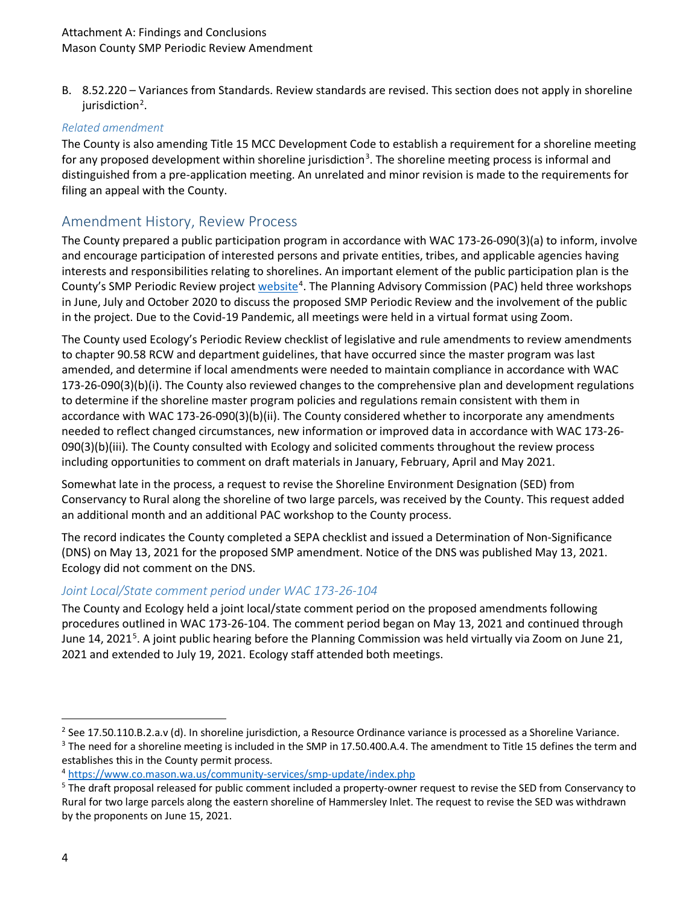B. 8.52.220 – Variances from Standards. Review standards are revised. This section does not apply in shoreline jurisdiction[2].

*Related amendment*

The County is also amending Title 15 MCC Development Code to establish a requirement for a shoreline meeting for any proposed development within shoreline jurisdiction[3]. The shoreline meeting process is informal and distinguished from a pre-application meeting. An unrelated and minor revision is made to the requirements for filing an appeal with the County.

## Amendment History, Review Process

The County prepared a public participation program in accordance with WAC 173-26-090(3)(a) to inform, involve and encourage participation of interested persons and private entities, tribes, and applicable agencies having interests and responsibilities relating to shorelines. An important element of the public participation plan is the County's SMP Periodic Review project [website](https://www.co.mason.wa.us/community-services/smp-update/index.php)[4]. The Planning Advisory Commission (PAC) held three workshops in June, July and October 2020 to discuss the proposed SMP Periodic Review and the involvement of the public in the project. Due to the Covid-19 Pandemic, all meetings were held in a virtual format using Zoom.

The County used Ecology's Periodic Review checklist of legislative and rule amendments to review amendments to chapter 90.58 RCW and department guidelines, that have occurred since the master program was last amended, and determine if local amendments were needed to maintain compliance in accordance with WAC 173-26-090(3)(b)(i). The County also reviewed changes to the comprehensive plan and development regulations to determine if the shoreline master program policies and regulations remain consistent with them in accordance with WAC 173-26-090(3)(b)(ii). The County considered whether to incorporate any amendments needed to reflect changed circumstances, new information or improved data in accordance with WAC 173-26-090(3)(b)(iii). The County consulted with Ecology and solicited comments throughout the review process including opportunities to comment on draft materials in January, February, April and May 2021.

Somewhat late in the process, a request to revise the Shoreline Environment Designation (SED) from Conservancy to Rural along the shoreline of two large parcels, was received by the County. This request added an additional month and an additional PAC workshop to the County process.

The record indicates the County completed a SEPA checklist and issued a Determination of Non-Significance (DNS) on May 13, 2021 for the proposed SMP amendment. Notice of the DNS was published May 13, 2021. Ecology did not comment on the DNS.

*Joint Local/State comment period under WAC 173-26-104*

The County and Ecology held a joint local/state comment period on the proposed amendments following procedures outlined in WAC 173-26-104. The comment period began on May 13, 2021 and continued through June 14, 2021[5]. A joint public hearing before the Planning Commission was held virtually via Zoom on June 21, 2021 and extended to July 19, 2021. Ecology staff attended both meetings.

---

[2] See 17.50.110.B.2.a.v (d). In shoreline jurisdiction, a Resource Ordinance variance is processed as a Shoreline Variance.

[3] The need for a shoreline meeting is included in the SMP in 17.50.400.A.4. The amendment to Title 15 defines the term and establishes this in the County permit process.

[4] https://www.co.mason.wa.us/community-services/smp-update/index.php

[5] The draft proposal released for public comment included a property-owner request to revise the SED from Conservancy to Rural for two large parcels along the eastern shoreline of Hammersley Inlet. The request to revise the SED was withdrawn by the proponents on June 15, 2021.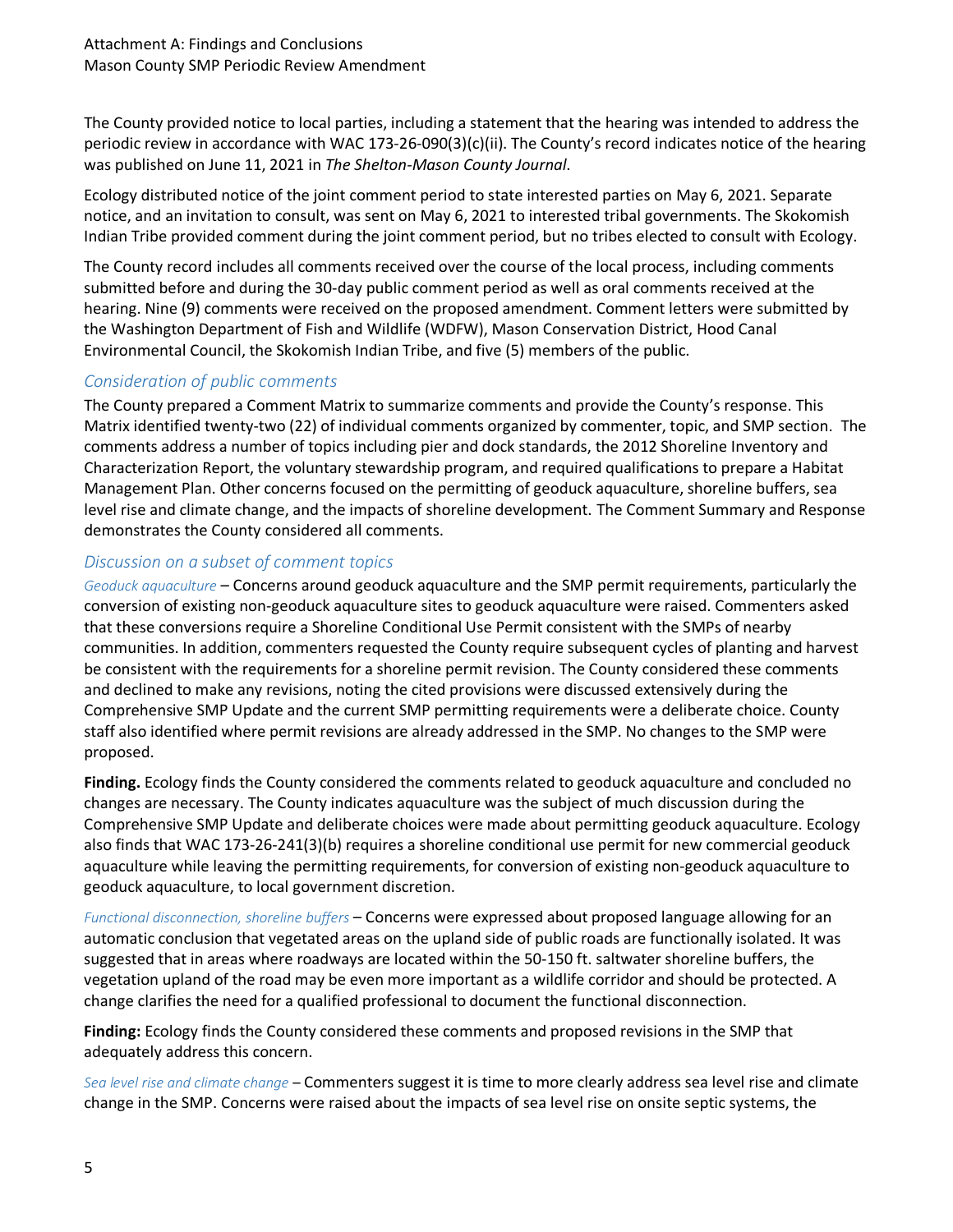The County provided notice to local parties, including a statement that the hearing was intended to address the periodic review in accordance with WAC 173-26-090(3)(c)(ii). The County's record indicates notice of the hearing was published on June 11, 2021 in *The Shelton-Mason County Journal*.

Ecology distributed notice of the joint comment period to state interested parties on May 6, 2021. Separate notice, and an invitation to consult, was sent on May 6, 2021 to interested tribal governments. The Skokomish Indian Tribe provided comment during the joint comment period, but no tribes elected to consult with Ecology.

The County record includes all comments received over the course of the local process, including comments submitted before and during the 30-day public comment period as well as oral comments received at the hearing. Nine (9) comments were received on the proposed amendment. Comment letters were submitted by the Washington Department of Fish and Wildlife (WDFW), Mason Conservation District, Hood Canal Environmental Council, the Skokomish Indian Tribe, and five (5) members of the public.

### *Consideration of public comments*

The County prepared a Comment Matrix to summarize comments and provide the County's response. This Matrix identified twenty-two (22) of individual comments organized by commenter, topic, and SMP section. The comments address a number of topics including pier and dock standards, the 2012 Shoreline Inventory and Characterization Report, the voluntary stewardship program, and required qualifications to prepare a Habitat Management Plan. Other concerns focused on the permitting of geoduck aquaculture, shoreline buffers, sea level rise and climate change, and the impacts of shoreline development. The Comment Summary and Response demonstrates the County considered all comments.

### *Discussion on a subset of comment topics*

*Geoduck aquaculture* – Concerns around geoduck aquaculture and the SMP permit requirements, particularly the conversion of existing non-geoduck aquaculture sites to geoduck aquaculture were raised. Commenters asked that these conversions require a Shoreline Conditional Use Permit consistent with the SMPs of nearby communities. In addition, commenters requested the County require subsequent cycles of planting and harvest be consistent with the requirements for a shoreline permit revision. The County considered these comments and declined to make any revisions, noting the cited provisions were discussed extensively during the Comprehensive SMP Update and the current SMP permitting requirements were a deliberate choice. County staff also identified where permit revisions are already addressed in the SMP. No changes to the SMP were proposed.

**Finding.** Ecology finds the County considered the comments related to geoduck aquaculture and concluded no changes are necessary. The County indicates aquaculture was the subject of much discussion during the Comprehensive SMP Update and deliberate choices were made about permitting geoduck aquaculture. Ecology also finds that WAC 173-26-241(3)(b) requires a shoreline conditional use permit for new commercial geoduck aquaculture while leaving the permitting requirements, for conversion of existing non-geoduck aquaculture to geoduck aquaculture, to local government discretion.

*Functional disconnection, shoreline buffers* – Concerns were expressed about proposed language allowing for an automatic conclusion that vegetated areas on the upland side of public roads are functionally isolated. It was suggested that in areas where roadways are located within the 50-150 ft. saltwater shoreline buffers, the vegetation upland of the road may be even more important as a wildlife corridor and should be protected. A change clarifies the need for a qualified professional to document the functional disconnection.

**Finding:** Ecology finds the County considered these comments and proposed revisions in the SMP that adequately address this concern.

*Sea level rise and climate change* – Commenters suggest it is time to more clearly address sea level rise and climate change in the SMP. Concerns were raised about the impacts of sea level rise on onsite septic systems, the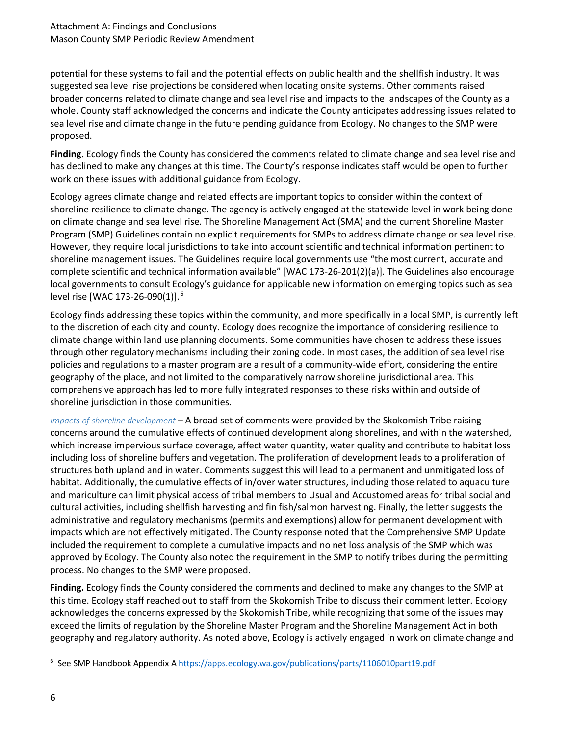potential for these systems to fail and the potential effects on public health and the shellfish industry. It was suggested sea level rise projections be considered when locating onsite systems. Other comments raised broader concerns related to climate change and sea level rise and impacts to the landscapes of the County as a whole. County staff acknowledged the concerns and indicate the County anticipates addressing issues related to sea level rise and climate change in the future pending guidance from Ecology. No changes to the SMP were proposed.

**Finding.** Ecology finds the County has considered the comments related to climate change and sea level rise and has declined to make any changes at this time. The County's response indicates staff would be open to further work on these issues with additional guidance from Ecology.

Ecology agrees climate change and related effects are important topics to consider within the context of shoreline resilience to climate change. The agency is actively engaged at the statewide level in work being done on climate change and sea level rise. The Shoreline Management Act (SMA) and the current Shoreline Master Program (SMP) Guidelines contain no explicit requirements for SMPs to address climate change or sea level rise. However, they require local jurisdictions to take into account scientific and technical information pertinent to shoreline management issues. The Guidelines require local governments use "the most current, accurate and complete scientific and technical information available" [WAC 173-26-201(2)(a)]. The Guidelines also encourage local governments to consult Ecology's guidance for applicable new information on emerging topics such as sea level rise [WAC 173-26-090(1)].[6]

Ecology finds addressing these topics within the community, and more specifically in a local SMP, is currently left to the discretion of each city and county. Ecology does recognize the importance of considering resilience to climate change within land use planning documents. Some communities have chosen to address these issues through other regulatory mechanisms including their zoning code. In most cases, the addition of sea level rise policies and regulations to a master program are a result of a community-wide effort, considering the entire geography of the place, and not limited to the comparatively narrow shoreline jurisdictional area. This comprehensive approach has led to more fully integrated responses to these risks within and outside of shoreline jurisdiction in those communities.

*Impacts of shoreline development* – A broad set of comments were provided by the Skokomish Tribe raising concerns around the cumulative effects of continued development along shorelines, and within the watershed, which increase impervious surface coverage, affect water quantity, water quality and contribute to habitat loss including loss of shoreline buffers and vegetation. The proliferation of development leads to a proliferation of structures both upland and in water. Comments suggest this will lead to a permanent and unmitigated loss of habitat. Additionally, the cumulative effects of in/over water structures, including those related to aquaculture and mariculture can limit physical access of tribal members to Usual and Accustomed areas for tribal social and cultural activities, including shellfish harvesting and fin fish/salmon harvesting. Finally, the letter suggests the administrative and regulatory mechanisms (permits and exemptions) allow for permanent development with impacts which are not effectively mitigated. The County response noted that the Comprehensive SMP Update included the requirement to complete a cumulative impacts and no net loss analysis of the SMP which was approved by Ecology. The County also noted the requirement in the SMP to notify tribes during the permitting process. No changes to the SMP were proposed.

**Finding.** Ecology finds the County considered the comments and declined to make any changes to the SMP at this time. Ecology staff reached out to staff from the Skokomish Tribe to discuss their comment letter. Ecology acknowledges the concerns expressed by the Skokomish Tribe, while recognizing that some of the issues may exceed the limits of regulation by the Shoreline Master Program and the Shoreline Management Act in both geography and regulatory authority. As noted above, Ecology is actively engaged in work on climate change and

[6] See SMP Handbook Appendix A https://apps.ecology.wa.gov/publications/parts/1106010part19.pdf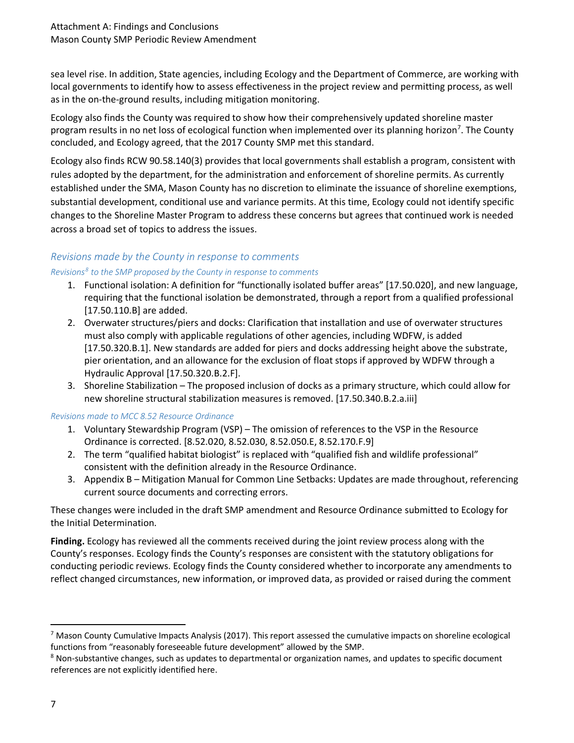sea level rise. In addition, State agencies, including Ecology and the Department of Commerce, are working with local governments to identify how to assess effectiveness in the project review and permitting process, as well as in the on-the-ground results, including mitigation monitoring.

Ecology also finds the County was required to show how their comprehensively updated shoreline master program results in no net loss of ecological function when implemented over its planning horizon[7]. The County concluded, and Ecology agreed, that the 2017 County SMP met this standard.

Ecology also finds RCW 90.58.140(3) provides that local governments shall establish a program, consistent with rules adopted by the department, for the administration and enforcement of shoreline permits. As currently established under the SMA, Mason County has no discretion to eliminate the issuance of shoreline exemptions, substantial development, conditional use and variance permits. At this time, Ecology could not identify specific changes to the Shoreline Master Program to address these concerns but agrees that continued work is needed across a broad set of topics to address the issues.

## *Revisions made by the County in response to comments*

### *Revisions[8] to the SMP proposed by the County in response to comments*

1. Functional isolation: A definition for "functionally isolated buffer areas" [17.50.020], and new language, requiring that the functional isolation be demonstrated, through a report from a qualified professional [17.50.110.B] are added.
2. Overwater structures/piers and docks: Clarification that installation and use of overwater structures must also comply with applicable regulations of other agencies, including WDFW, is added [17.50.320.B.1]. New standards are added for piers and docks addressing height above the substrate, pier orientation, and an allowance for the exclusion of float stops if approved by WDFW through a Hydraulic Approval [17.50.320.B.2.F].
3. Shoreline Stabilization – The proposed inclusion of docks as a primary structure, which could allow for new shoreline structural stabilization measures is removed. [17.50.340.B.2.a.iii]

### *Revisions made to MCC 8.52 Resource Ordinance*

1. Voluntary Stewardship Program (VSP) – The omission of references to the VSP in the Resource Ordinance is corrected. [8.52.020, 8.52.030, 8.52.050.E, 8.52.170.F.9]
2. The term "qualified habitat biologist" is replaced with "qualified fish and wildlife professional" consistent with the definition already in the Resource Ordinance.
3. Appendix B – Mitigation Manual for Common Line Setbacks: Updates are made throughout, referencing current source documents and correcting errors.

These changes were included in the draft SMP amendment and Resource Ordinance submitted to Ecology for the Initial Determination.

**Finding.** Ecology has reviewed all the comments received during the joint review process along with the County's responses. Ecology finds the County's responses are consistent with the statutory obligations for conducting periodic reviews. Ecology finds the County considered whether to incorporate any amendments to reflect changed circumstances, new information, or improved data, as provided or raised during the comment

[7] Mason County Cumulative Impacts Analysis (2017). This report assessed the cumulative impacts on shoreline ecological functions from "reasonably foreseeable future development" allowed by the SMP.

[8] Non-substantive changes, such as updates to departmental or organization names, and updates to specific document references are not explicitly identified here.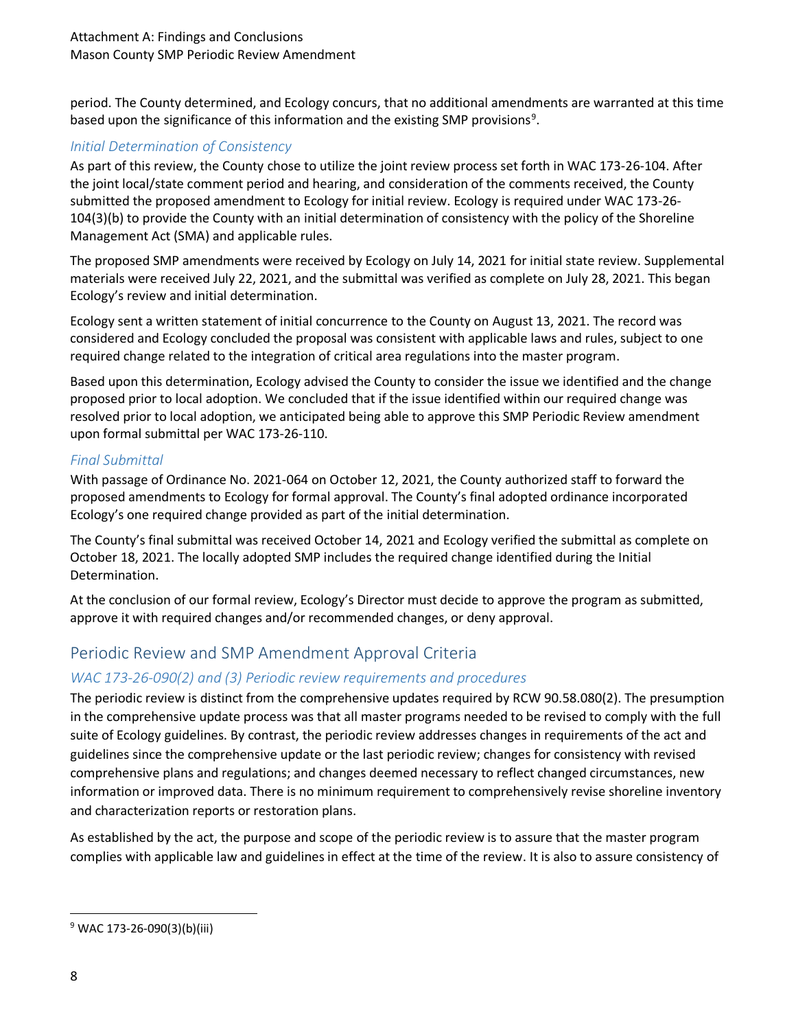period. The County determined, and Ecology concurs, that no additional amendments are warranted at this time based upon the significance of this information and the existing SMP provisions[9].

### *Initial Determination of Consistency*

As part of this review, the County chose to utilize the joint review process set forth in WAC 173-26-104. After the joint local/state comment period and hearing, and consideration of the comments received, the County submitted the proposed amendment to Ecology for initial review. Ecology is required under WAC 173-26-104(3)(b) to provide the County with an initial determination of consistency with the policy of the Shoreline Management Act (SMA) and applicable rules.

The proposed SMP amendments were received by Ecology on July 14, 2021 for initial state review. Supplemental materials were received July 22, 2021, and the submittal was verified as complete on July 28, 2021. This began Ecology's review and initial determination.

Ecology sent a written statement of initial concurrence to the County on August 13, 2021. The record was considered and Ecology concluded the proposal was consistent with applicable laws and rules, subject to one required change related to the integration of critical area regulations into the master program.

Based upon this determination, Ecology advised the County to consider the issue we identified and the change proposed prior to local adoption. We concluded that if the issue identified within our required change was resolved prior to local adoption, we anticipated being able to approve this SMP Periodic Review amendment upon formal submittal per WAC 173-26-110.

### *Final Submittal*

With passage of Ordinance No. 2021-064 on October 12, 2021, the County authorized staff to forward the proposed amendments to Ecology for formal approval. The County's final adopted ordinance incorporated Ecology's one required change provided as part of the initial determination.

The County's final submittal was received October 14, 2021 and Ecology verified the submittal as complete on October 18, 2021. The locally adopted SMP includes the required change identified during the Initial Determination.

At the conclusion of our formal review, Ecology's Director must decide to approve the program as submitted, approve it with required changes and/or recommended changes, or deny approval.

## Periodic Review and SMP Amendment Approval Criteria

### *WAC 173-26-090(2) and (3) Periodic review requirements and procedures*

The periodic review is distinct from the comprehensive updates required by RCW 90.58.080(2). The presumption in the comprehensive update process was that all master programs needed to be revised to comply with the full suite of Ecology guidelines. By contrast, the periodic review addresses changes in requirements of the act and guidelines since the comprehensive update or the last periodic review; changes for consistency with revised comprehensive plans and regulations; and changes deemed necessary to reflect changed circumstances, new information or improved data. There is no minimum requirement to comprehensively revise shoreline inventory and characterization reports or restoration plans.

As established by the act, the purpose and scope of the periodic review is to assure that the master program complies with applicable law and guidelines in effect at the time of the review. It is also to assure consistency of

[9] WAC 173-26-090(3)(b)(iii)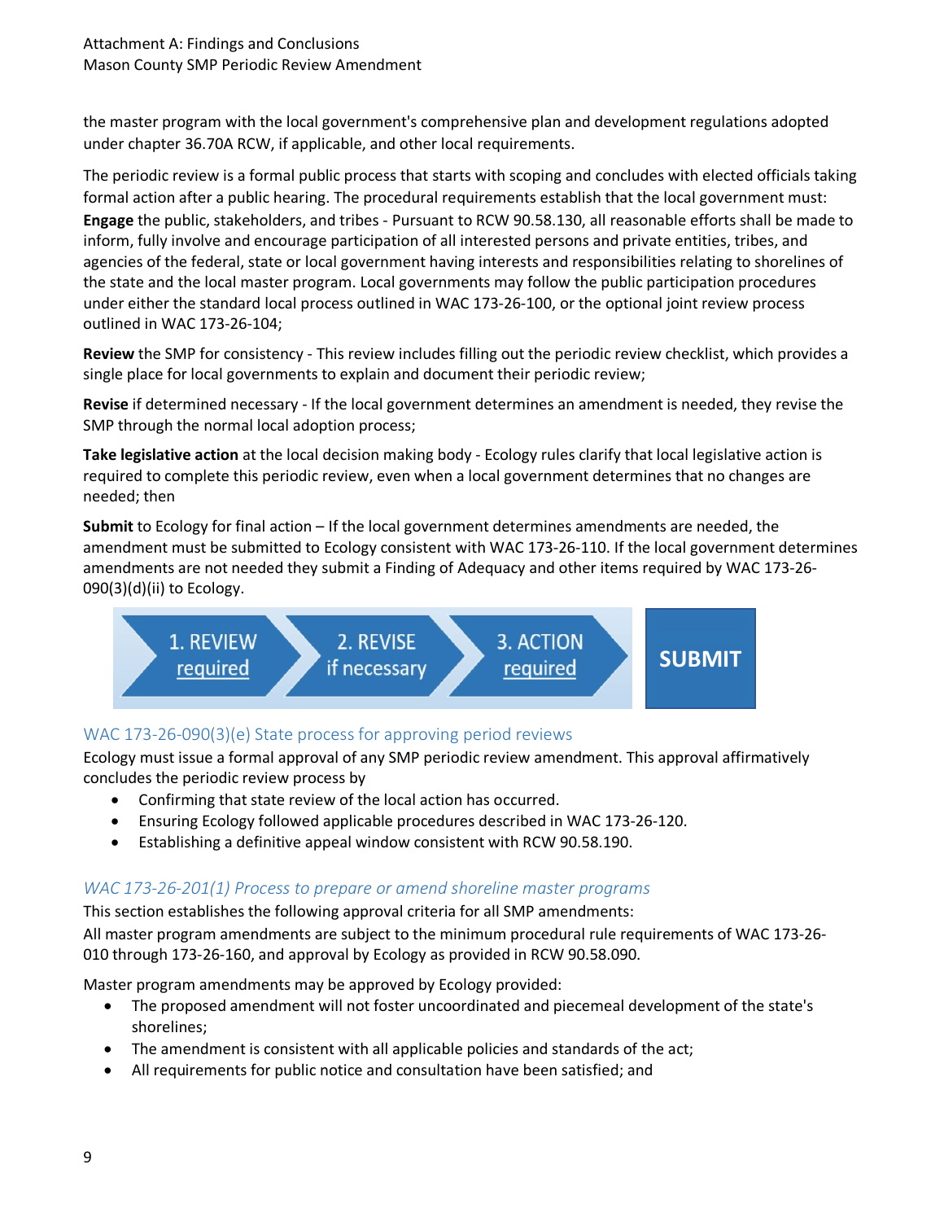the master program with the local government's comprehensive plan and development regulations adopted under chapter 36.70A RCW, if applicable, and other local requirements.

The periodic review is a formal public process that starts with scoping and concludes with elected officials taking formal action after a public hearing. The procedural requirements establish that the local government must:

**Engage** the public, stakeholders, and tribes - Pursuant to RCW 90.58.130, all reasonable efforts shall be made to inform, fully involve and encourage participation of all interested persons and private entities, tribes, and agencies of the federal, state or local government having interests and responsibilities relating to shorelines of the state and the local master program. Local governments may follow the public participation procedures under either the standard local process outlined in WAC 173-26-100, or the optional joint review process outlined in WAC 173-26-104;

**Review** the SMP for consistency - This review includes filling out the periodic review checklist, which provides a single place for local governments to explain and document their periodic review;

**Revise** if determined necessary - If the local government determines an amendment is needed, they revise the SMP through the normal local adoption process;

**Take legislative action** at the local decision making body - Ecology rules clarify that local legislative action is required to complete this periodic review, even when a local government determines that no changes are needed; then

**Submit** to Ecology for final action – If the local government determines amendments are needed, the amendment must be submitted to Ecology consistent with WAC 173-26-110. If the local government determines amendments are not needed they submit a Finding of Adequacy and other items required by WAC 173-26-090(3)(d)(ii) to Ecology.

1. REVIEW required → 2. REVISE if necessary → 3. ACTION required → **SUBMIT**

### WAC 173-26-090(3)(e) State process for approving period reviews

Ecology must issue a formal approval of any SMP periodic review amendment. This approval affirmatively concludes the periodic review process by

- Confirming that state review of the local action has occurred.
- Ensuring Ecology followed applicable procedures described in WAC 173-26-120.
- Establishing a definitive appeal window consistent with RCW 90.58.190.

### *WAC 173-26-201(1) Process to prepare or amend shoreline master programs*

This section establishes the following approval criteria for all SMP amendments:
All master program amendments are subject to the minimum procedural rule requirements of WAC 173-26-010 through 173-26-160, and approval by Ecology as provided in RCW 90.58.090.

Master program amendments may be approved by Ecology provided:

- The proposed amendment will not foster uncoordinated and piecemeal development of the state's shorelines;
- The amendment is consistent with all applicable policies and standards of the act;
- All requirements for public notice and consultation have been satisfied; and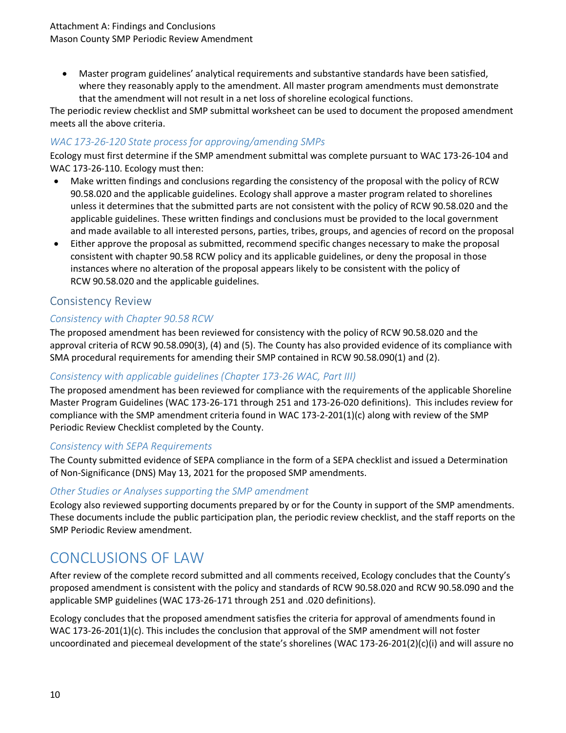- Master program guidelines' analytical requirements and substantive standards have been satisfied, where they reasonably apply to the amendment. All master program amendments must demonstrate that the amendment will not result in a net loss of shoreline ecological functions.

The periodic review checklist and SMP submittal worksheet can be used to document the proposed amendment meets all the above criteria.

### *WAC 173-26-120 State process for approving/amending SMPs*

Ecology must first determine if the SMP amendment submittal was complete pursuant to WAC 173-26-104 and WAC 173-26-110. Ecology must then:

- Make written findings and conclusions regarding the consistency of the proposal with the policy of RCW 90.58.020 and the applicable guidelines. Ecology shall approve a master program related to shorelines unless it determines that the submitted parts are not consistent with the policy of RCW 90.58.020 and the applicable guidelines. These written findings and conclusions must be provided to the local government and made available to all interested persons, parties, tribes, groups, and agencies of record on the proposal
- Either approve the proposal as submitted, recommend specific changes necessary to make the proposal consistent with chapter 90.58 RCW policy and its applicable guidelines, or deny the proposal in those instances where no alteration of the proposal appears likely to be consistent with the policy of RCW 90.58.020 and the applicable guidelines.

## Consistency Review

### *Consistency with Chapter 90.58 RCW*

The proposed amendment has been reviewed for consistency with the policy of RCW 90.58.020 and the approval criteria of RCW 90.58.090(3), (4) and (5). The County has also provided evidence of its compliance with SMA procedural requirements for amending their SMP contained in RCW 90.58.090(1) and (2).

### *Consistency with applicable guidelines (Chapter 173-26 WAC, Part III)*

The proposed amendment has been reviewed for compliance with the requirements of the applicable Shoreline Master Program Guidelines (WAC 173-26-171 through 251 and 173-26-020 definitions). This includes review for compliance with the SMP amendment criteria found in WAC 173-2-201(1)(c) along with review of the SMP Periodic Review Checklist completed by the County.

### *Consistency with SEPA Requirements*

The County submitted evidence of SEPA compliance in the form of a SEPA checklist and issued a Determination of Non-Significance (DNS) May 13, 2021 for the proposed SMP amendments.

### *Other Studies or Analyses supporting the SMP amendment*

Ecology also reviewed supporting documents prepared by or for the County in support of the SMP amendments. These documents include the public participation plan, the periodic review checklist, and the staff reports on the SMP Periodic Review amendment.

# CONCLUSIONS OF LAW

After review of the complete record submitted and all comments received, Ecology concludes that the County's proposed amendment is consistent with the policy and standards of RCW 90.58.020 and RCW 90.58.090 and the applicable SMP guidelines (WAC 173-26-171 through 251 and .020 definitions).

Ecology concludes that the proposed amendment satisfies the criteria for approval of amendments found in WAC 173-26-201(1)(c). This includes the conclusion that approval of the SMP amendment will not foster uncoordinated and piecemeal development of the state's shorelines (WAC 173-26-201(2)(c)(i) and will assure no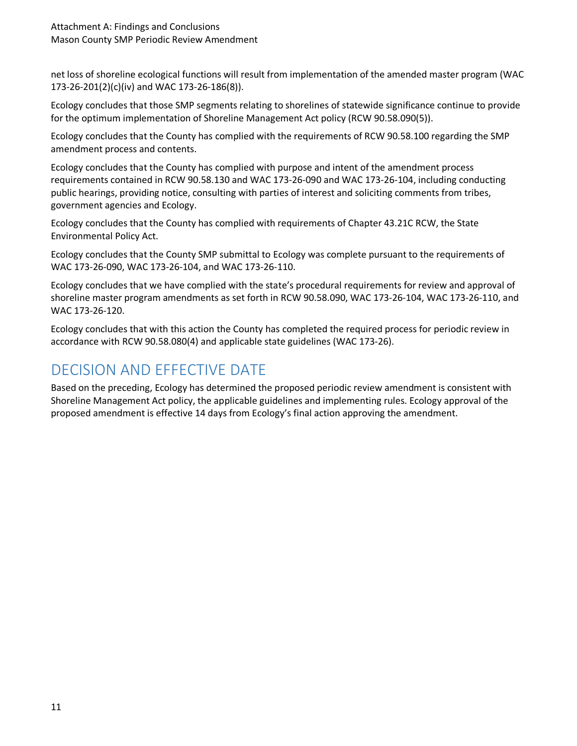net loss of shoreline ecological functions will result from implementation of the amended master program (WAC 173-26-201(2)(c)(iv) and WAC 173-26-186(8)).

Ecology concludes that those SMP segments relating to shorelines of statewide significance continue to provide for the optimum implementation of Shoreline Management Act policy (RCW 90.58.090(5)).

Ecology concludes that the County has complied with the requirements of RCW 90.58.100 regarding the SMP amendment process and contents.

Ecology concludes that the County has complied with purpose and intent of the amendment process requirements contained in RCW 90.58.130 and WAC 173-26-090 and WAC 173-26-104, including conducting public hearings, providing notice, consulting with parties of interest and soliciting comments from tribes, government agencies and Ecology.

Ecology concludes that the County has complied with requirements of Chapter 43.21C RCW, the State Environmental Policy Act.

Ecology concludes that the County SMP submittal to Ecology was complete pursuant to the requirements of WAC 173-26-090, WAC 173-26-104, and WAC 173-26-110.

Ecology concludes that we have complied with the state's procedural requirements for review and approval of shoreline master program amendments as set forth in RCW 90.58.090, WAC 173-26-104, WAC 173-26-110, and WAC 173-26-120.

Ecology concludes that with this action the County has completed the required process for periodic review in accordance with RCW 90.58.080(4) and applicable state guidelines (WAC 173-26).

## DECISION AND EFFECTIVE DATE

Based on the preceding, Ecology has determined the proposed periodic review amendment is consistent with Shoreline Management Act policy, the applicable guidelines and implementing rules. Ecology approval of the proposed amendment is effective 14 days from Ecology's final action approving the amendment.